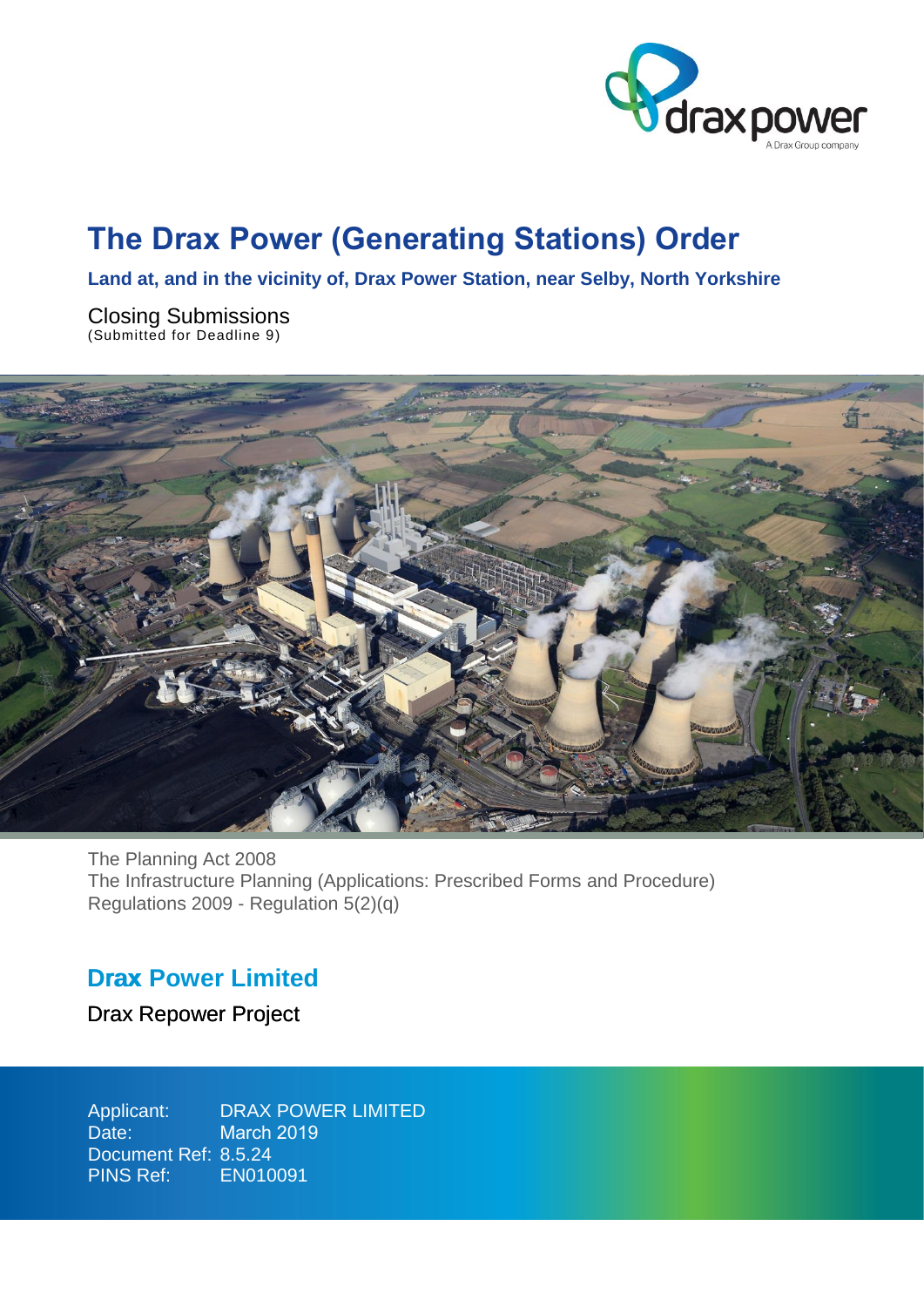drax power
A Drax Group company

# The Drax Power (Generating Stations) Order

**Land at, and in the vicinity of, Drax Power Station, near Selby, North Yorkshire**

Closing Submissions
(Submitted for Deadline 9)

The Planning Act 2008
The Infrastructure Planning (Applications: Prescribed Forms and Procedure) Regulations 2009 - Regulation 5(2)(q)

## Drax Power Limited

Drax Repower Project

Applicant: DRAX POWER LIMITED
Date: March 2019
Document Ref: 8.5.24
PINS Ref: EN010091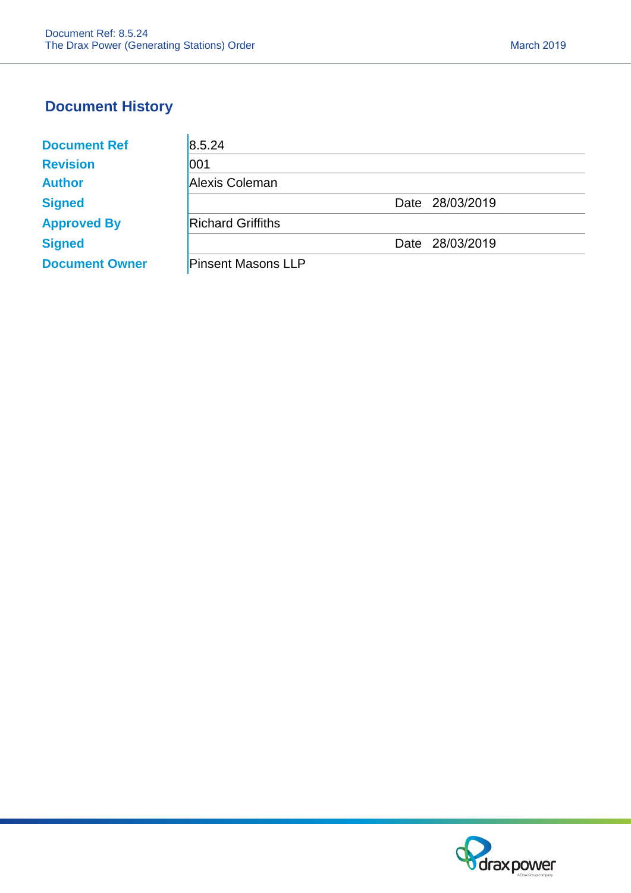## Document History

| | | | |
|---|---|---|---|
| **Document Ref** | 8.5.24 | | |
| **Revision** | 001 | | |
| **Author** | Alexis Coleman | | |
| **Signed** | | Date | 28/03/2019 |
| **Approved By** | Richard Griffiths | | |
| **Signed** | | Date | 28/03/2019 |
| **Document Owner** | Pinsent Masons LLP | | |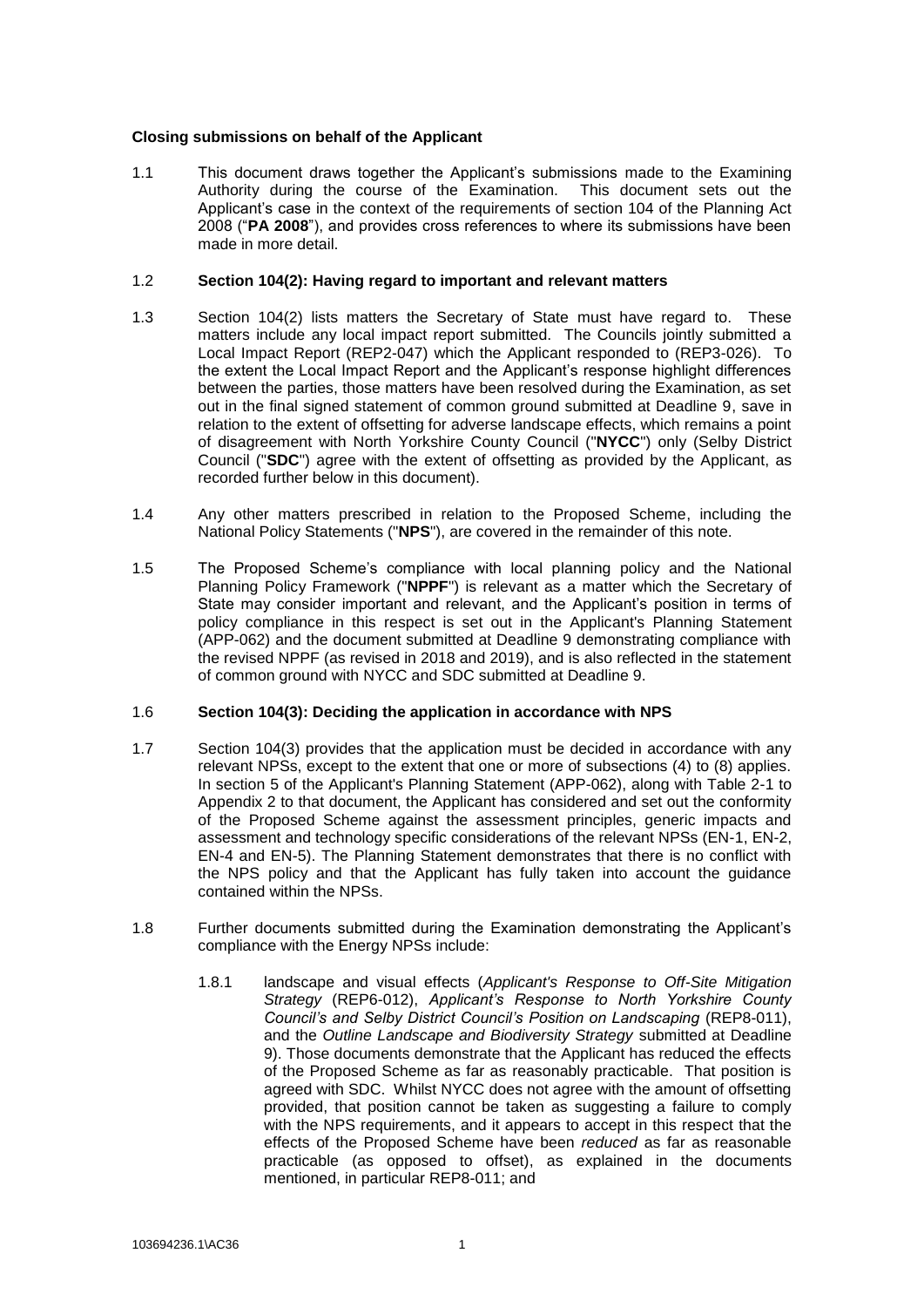**Closing submissions on behalf of the Applicant**

1.1 This document draws together the Applicant's submissions made to the Examining Authority during the course of the Examination. This document sets out the Applicant's case in the context of the requirements of section 104 of the Planning Act 2008 ("**PA 2008**"), and provides cross references to where its submissions have been made in more detail.

1.2 **Section 104(2): Having regard to important and relevant matters**

1.3 Section 104(2) lists matters the Secretary of State must have regard to. These matters include any local impact report submitted. The Councils jointly submitted a Local Impact Report (REP2-047) which the Applicant responded to (REP3-026). To the extent the Local Impact Report and the Applicant's response highlight differences between the parties, those matters have been resolved during the Examination, as set out in the final signed statement of common ground submitted at Deadline 9, save in relation to the extent of offsetting for adverse landscape effects, which remains a point of disagreement with North Yorkshire County Council ("**NYCC**") only (Selby District Council ("**SDC**") agree with the extent of offsetting as provided by the Applicant, as recorded further below in this document).

1.4 Any other matters prescribed in relation to the Proposed Scheme, including the National Policy Statements ("**NPS**"), are covered in the remainder of this note.

1.5 The Proposed Scheme's compliance with local planning policy and the National Planning Policy Framework ("**NPPF**") is relevant as a matter which the Secretary of State may consider important and relevant, and the Applicant's position in terms of policy compliance in this respect is set out in the Applicant's Planning Statement (APP-062) and the document submitted at Deadline 9 demonstrating compliance with the revised NPPF (as revised in 2018 and 2019), and is also reflected in the statement of common ground with NYCC and SDC submitted at Deadline 9.

1.6 **Section 104(3): Deciding the application in accordance with NPS**

1.7 Section 104(3) provides that the application must be decided in accordance with any relevant NPSs, except to the extent that one or more of subsections (4) to (8) applies. In section 5 of the Applicant's Planning Statement (APP-062), along with Table 2-1 to Appendix 2 to that document, the Applicant has considered and set out the conformity of the Proposed Scheme against the assessment principles, generic impacts and assessment and technology specific considerations of the relevant NPSs (EN-1, EN-2, EN-4 and EN-5). The Planning Statement demonstrates that there is no conflict with the NPS policy and that the Applicant has fully taken into account the guidance contained within the NPSs.

1.8 Further documents submitted during the Examination demonstrating the Applicant's compliance with the Energy NPSs include:

1.8.1 landscape and visual effects (*Applicant's Response to Off-Site Mitigation Strategy* (REP6-012), *Applicant's Response to North Yorkshire County Council's and Selby District Council's Position on Landscaping* (REP8-011), and the *Outline Landscape and Biodiversity Strategy* submitted at Deadline 9). Those documents demonstrate that the Applicant has reduced the effects of the Proposed Scheme as far as reasonably practicable. That position is agreed with SDC. Whilst NYCC does not agree with the amount of offsetting provided, that position cannot be taken as suggesting a failure to comply with the NPS requirements, and it appears to accept in this respect that the effects of the Proposed Scheme have been *reduced* as far as reasonable practicable (as opposed to offset), as explained in the documents mentioned, in particular REP8-011; and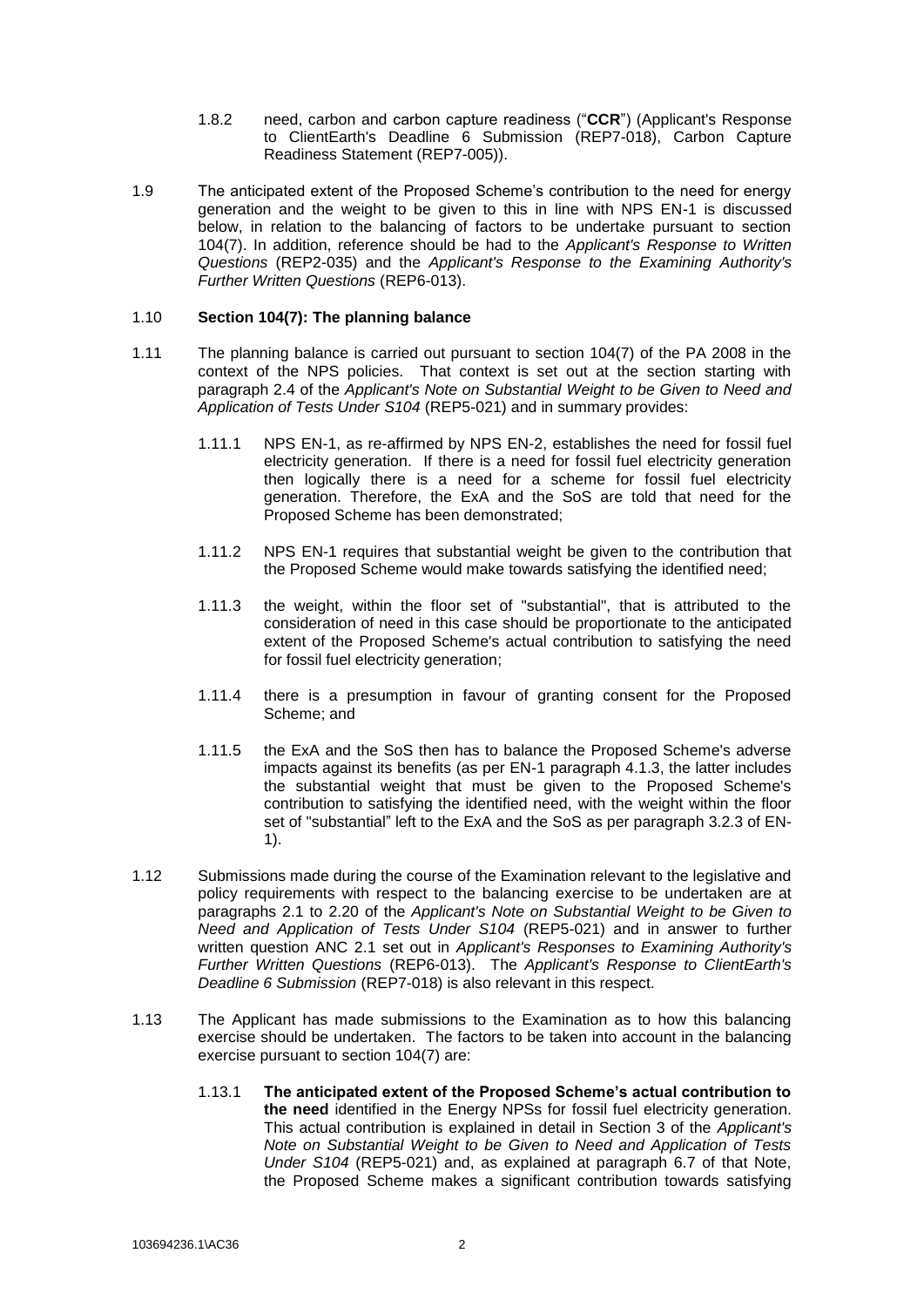1.8.2 need, carbon and carbon capture readiness ("**CCR**") (Applicant's Response to ClientEarth's Deadline 6 Submission (REP7-018), Carbon Capture Readiness Statement (REP7-005)).

1.9 The anticipated extent of the Proposed Scheme's contribution to the need for energy generation and the weight to be given to this in line with NPS EN-1 is discussed below, in relation to the balancing of factors to be undertake pursuant to section 104(7). In addition, reference should be had to the *Applicant's Response to Written Questions* (REP2-035) and the *Applicant's Response to the Examining Authority's Further Written Questions* (REP6-013).

1.10 **Section 104(7): The planning balance**

1.11 The planning balance is carried out pursuant to section 104(7) of the PA 2008 in the context of the NPS policies. That context is set out at the section starting with paragraph 2.4 of the *Applicant's Note on Substantial Weight to be Given to Need and Application of Tests Under S104* (REP5-021) and in summary provides:

1.11.1 NPS EN-1, as re-affirmed by NPS EN-2, establishes the need for fossil fuel electricity generation. If there is a need for fossil fuel electricity generation then logically there is a need for a scheme for fossil fuel electricity generation. Therefore, the ExA and the SoS are told that need for the Proposed Scheme has been demonstrated;

1.11.2 NPS EN-1 requires that substantial weight be given to the contribution that the Proposed Scheme would make towards satisfying the identified need;

1.11.3 the weight, within the floor set of "substantial", that is attributed to the consideration of need in this case should be proportionate to the anticipated extent of the Proposed Scheme's actual contribution to satisfying the need for fossil fuel electricity generation;

1.11.4 there is a presumption in favour of granting consent for the Proposed Scheme; and

1.11.5 the ExA and the SoS then has to balance the Proposed Scheme's adverse impacts against its benefits (as per EN-1 paragraph 4.1.3, the latter includes the substantial weight that must be given to the Proposed Scheme's contribution to satisfying the identified need, with the weight within the floor set of "substantial" left to the ExA and the SoS as per paragraph 3.2.3 of EN-1).

1.12 Submissions made during the course of the Examination relevant to the legislative and policy requirements with respect to the balancing exercise to be undertaken are at paragraphs 2.1 to 2.20 of the *Applicant's Note on Substantial Weight to be Given to Need and Application of Tests Under S104* (REP5-021) and in answer to further written question ANC 2.1 set out in *Applicant's Responses to Examining Authority's Further Written Questions* (REP6-013). The *Applicant's Response to ClientEarth's Deadline 6 Submission* (REP7-018) is also relevant in this respect.

1.13 The Applicant has made submissions to the Examination as to how this balancing exercise should be undertaken. The factors to be taken into account in the balancing exercise pursuant to section 104(7) are:

1.13.1 **The anticipated extent of the Proposed Scheme's actual contribution to the need** identified in the Energy NPSs for fossil fuel electricity generation. This actual contribution is explained in detail in Section 3 of the *Applicant's Note on Substantial Weight to be Given to Need and Application of Tests Under S104* (REP5-021) and, as explained at paragraph 6.7 of that Note, the Proposed Scheme makes a significant contribution towards satisfying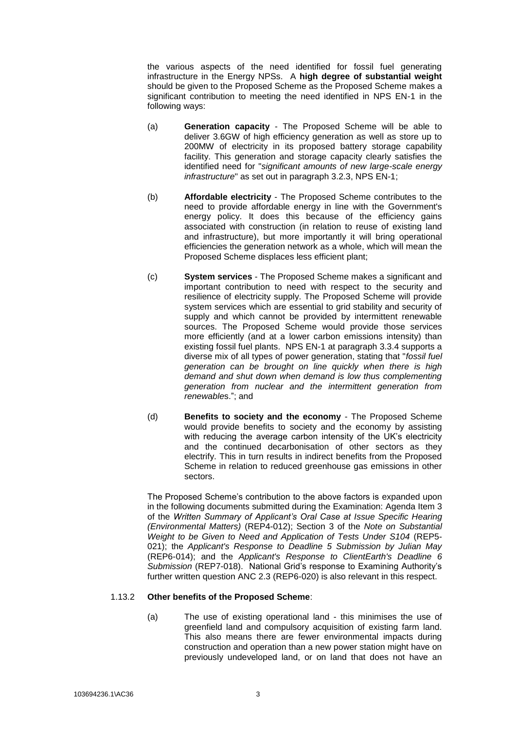the various aspects of the need identified for fossil fuel generating infrastructure in the Energy NPSs. A **high degree of substantial weight** should be given to the Proposed Scheme as the Proposed Scheme makes a significant contribution to meeting the need identified in NPS EN-1 in the following ways:

(a) **Generation capacity** - The Proposed Scheme will be able to deliver 3.6GW of high efficiency generation as well as store up to 200MW of electricity in its proposed battery storage capability facility. This generation and storage capacity clearly satisfies the identified need for "*significant amounts of new large-scale energy infrastructure*" as set out in paragraph 3.2.3, NPS EN-1;

(b) **Affordable electricity** - The Proposed Scheme contributes to the need to provide affordable energy in line with the Government's energy policy. It does this because of the efficiency gains associated with construction (in relation to reuse of existing land and infrastructure), but more importantly it will bring operational efficiencies the generation network as a whole, which will mean the Proposed Scheme displaces less efficient plant;

(c) **System services** - The Proposed Scheme makes a significant and important contribution to need with respect to the security and resilience of electricity supply. The Proposed Scheme will provide system services which are essential to grid stability and security of supply and which cannot be provided by intermittent renewable sources. The Proposed Scheme would provide those services more efficiently (and at a lower carbon emissions intensity) than existing fossil fuel plants. NPS EN-1 at paragraph 3.3.4 supports a diverse mix of all types of power generation, stating that "*fossil fuel generation can be brought on line quickly when there is high demand and shut down when demand is low thus complementing generation from nuclear and the intermittent generation from renewables*."; and

(d) **Benefits to society and the economy** - The Proposed Scheme would provide benefits to society and the economy by assisting with reducing the average carbon intensity of the UK's electricity and the continued decarbonisation of other sectors as they electrify. This in turn results in indirect benefits from the Proposed Scheme in relation to reduced greenhouse gas emissions in other sectors.

The Proposed Scheme's contribution to the above factors is expanded upon in the following documents submitted during the Examination: Agenda Item 3 of the *Written Summary of Applicant's Oral Case at Issue Specific Hearing (Environmental Matters)* (REP4-012); Section 3 of the *Note on Substantial Weight to be Given to Need and Application of Tests Under S104* (REP5-021); the *Applicant's Response to Deadline 5 Submission by Julian May* (REP6-014); and the *Applicant's Response to ClientEarth's Deadline 6 Submission* (REP7-018). National Grid's response to Examining Authority's further written question ANC 2.3 (REP6-020) is also relevant in this respect.

1.13.2 **Other benefits of the Proposed Scheme**:

(a) The use of existing operational land - this minimises the use of greenfield land and compulsory acquisition of existing farm land. This also means there are fewer environmental impacts during construction and operation than a new power station might have on previously undeveloped land, or on land that does not have an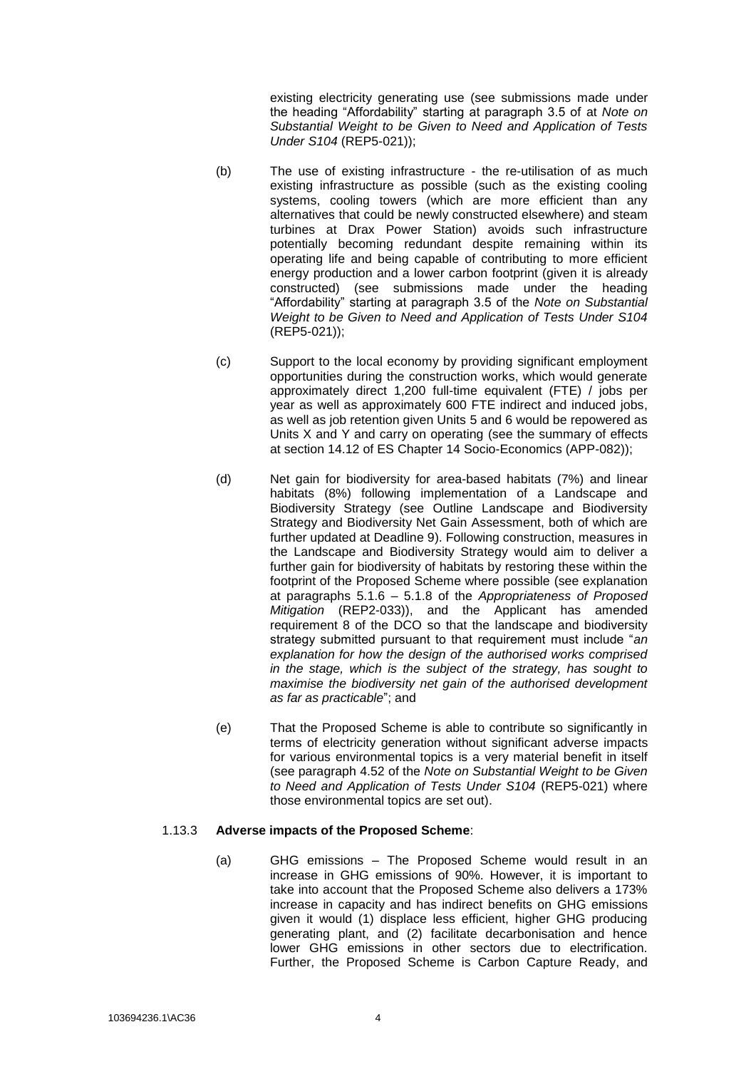existing electricity generating use (see submissions made under the heading "Affordability" starting at paragraph 3.5 of at *Note on Substantial Weight to be Given to Need and Application of Tests Under S104* (REP5-021));

(b) The use of existing infrastructure - the re-utilisation of as much existing infrastructure as possible (such as the existing cooling systems, cooling towers (which are more efficient than any alternatives that could be newly constructed elsewhere) and steam turbines at Drax Power Station) avoids such infrastructure potentially becoming redundant despite remaining within its operating life and being capable of contributing to more efficient energy production and a lower carbon footprint (given it is already constructed) (see submissions made under the heading "Affordability" starting at paragraph 3.5 of the *Note on Substantial Weight to be Given to Need and Application of Tests Under S104* (REP5-021));

(c) Support to the local economy by providing significant employment opportunities during the construction works, which would generate approximately direct 1,200 full-time equivalent (FTE) / jobs per year as well as approximately 600 FTE indirect and induced jobs, as well as job retention given Units 5 and 6 would be repowered as Units X and Y and carry on operating (see the summary of effects at section 14.12 of ES Chapter 14 Socio-Economics (APP-082));

(d) Net gain for biodiversity for area-based habitats (7%) and linear habitats (8%) following implementation of a Landscape and Biodiversity Strategy (see Outline Landscape and Biodiversity Strategy and Biodiversity Net Gain Assessment, both of which are further updated at Deadline 9). Following construction, measures in the Landscape and Biodiversity Strategy would aim to deliver a further gain for biodiversity of habitats by restoring these within the footprint of the Proposed Scheme where possible (see explanation at paragraphs 5.1.6 – 5.1.8 of the *Appropriateness of Proposed Mitigation* (REP2-033)), and the Applicant has amended requirement 8 of the DCO so that the landscape and biodiversity strategy submitted pursuant to that requirement must include "*an explanation for how the design of the authorised works comprised in the stage, which is the subject of the strategy, has sought to maximise the biodiversity net gain of the authorised development as far as practicable*"; and

(e) That the Proposed Scheme is able to contribute so significantly in terms of electricity generation without significant adverse impacts for various environmental topics is a very material benefit in itself (see paragraph 4.52 of the *Note on Substantial Weight to be Given to Need and Application of Tests Under S104* (REP5-021) where those environmental topics are set out).

1.13.3 **Adverse impacts of the Proposed Scheme**:

(a) GHG emissions – The Proposed Scheme would result in an increase in GHG emissions of 90%. However, it is important to take into account that the Proposed Scheme also delivers a 173% increase in capacity and has indirect benefits on GHG emissions given it would (1) displace less efficient, higher GHG producing generating plant, and (2) facilitate decarbonisation and hence lower GHG emissions in other sectors due to electrification. Further, the Proposed Scheme is Carbon Capture Ready, and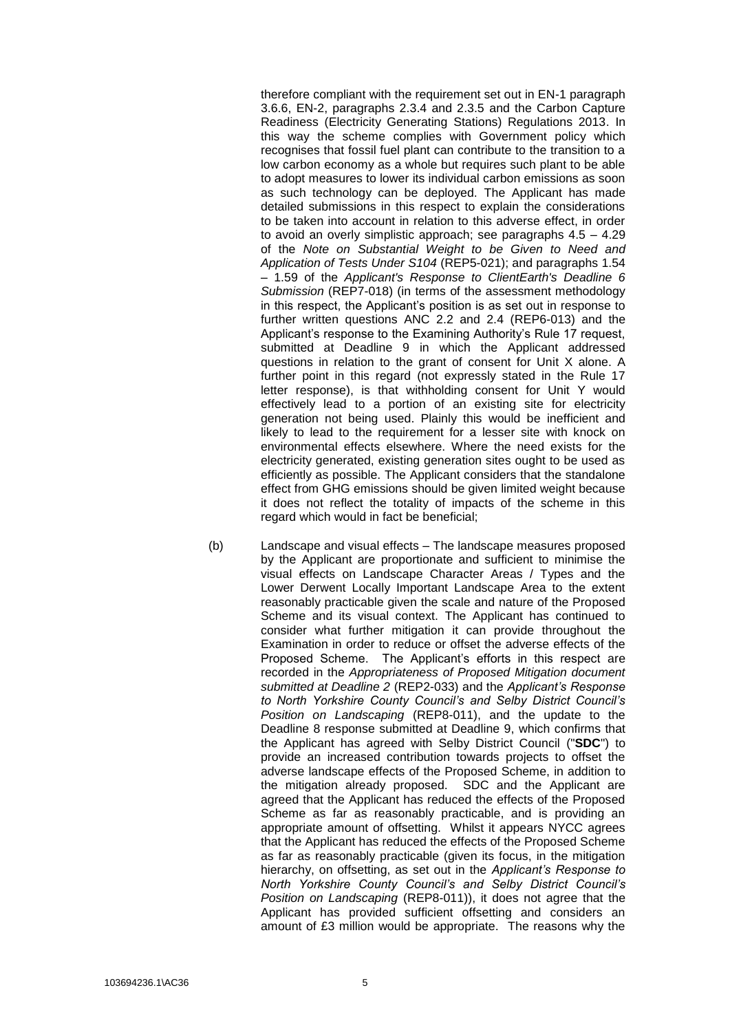therefore compliant with the requirement set out in EN-1 paragraph 3.6.6, EN-2, paragraphs 2.3.4 and 2.3.5 and the Carbon Capture Readiness (Electricity Generating Stations) Regulations 2013. In this way the scheme complies with Government policy which recognises that fossil fuel plant can contribute to the transition to a low carbon economy as a whole but requires such plant to be able to adopt measures to lower its individual carbon emissions as soon as such technology can be deployed. The Applicant has made detailed submissions in this respect to explain the considerations to be taken into account in relation to this adverse effect, in order to avoid an overly simplistic approach; see paragraphs 4.5 – 4.29 of the *Note on Substantial Weight to be Given to Need and Application of Tests Under S104* (REP5-021); and paragraphs 1.54 – 1.59 of the *Applicant's Response to ClientEarth's Deadline 6 Submission* (REP7-018) (in terms of the assessment methodology in this respect, the Applicant's position is as set out in response to further written questions ANC 2.2 and 2.4 (REP6-013) and the Applicant's response to the Examining Authority's Rule 17 request, submitted at Deadline 9 in which the Applicant addressed questions in relation to the grant of consent for Unit X alone. A further point in this regard (not expressly stated in the Rule 17 letter response), is that withholding consent for Unit Y would effectively lead to a portion of an existing site for electricity generation not being used. Plainly this would be inefficient and likely to lead to the requirement for a lesser site with knock on environmental effects elsewhere. Where the need exists for the electricity generated, existing generation sites ought to be used as efficiently as possible. The Applicant considers that the standalone effect from GHG emissions should be given limited weight because it does not reflect the totality of impacts of the scheme in this regard which would in fact be beneficial;

(b) Landscape and visual effects – The landscape measures proposed by the Applicant are proportionate and sufficient to minimise the visual effects on Landscape Character Areas / Types and the Lower Derwent Locally Important Landscape Area to the extent reasonably practicable given the scale and nature of the Proposed Scheme and its visual context. The Applicant has continued to consider what further mitigation it can provide throughout the Examination in order to reduce or offset the adverse effects of the Proposed Scheme. The Applicant's efforts in this respect are recorded in the *Appropriateness of Proposed Mitigation document submitted at Deadline 2* (REP2-033) and the *Applicant's Response to North Yorkshire County Council's and Selby District Council's Position on Landscaping* (REP8-011), and the update to the Deadline 8 response submitted at Deadline 9, which confirms that the Applicant has agreed with Selby District Council ("**SDC**") to provide an increased contribution towards projects to offset the adverse landscape effects of the Proposed Scheme, in addition to the mitigation already proposed. SDC and the Applicant are agreed that the Applicant has reduced the effects of the Proposed Scheme as far as reasonably practicable, and is providing an appropriate amount of offsetting. Whilst it appears NYCC agrees that the Applicant has reduced the effects of the Proposed Scheme as far as reasonably practicable (given its focus, in the mitigation hierarchy, on offsetting, as set out in the *Applicant's Response to North Yorkshire County Council's and Selby District Council's Position on Landscaping* (REP8-011)), it does not agree that the Applicant has provided sufficient offsetting and considers an amount of £3 million would be appropriate. The reasons why the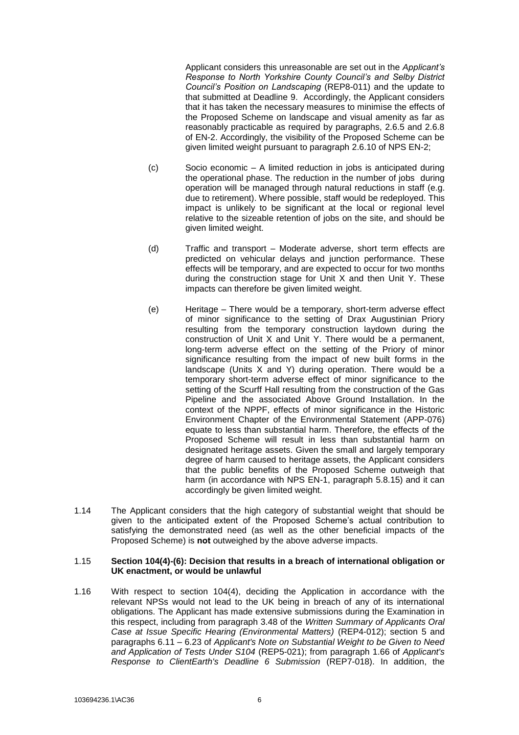Applicant considers this unreasonable are set out in the *Applicant's Response to North Yorkshire County Council's and Selby District Council's Position on Landscaping* (REP8-011) and the update to that submitted at Deadline 9. Accordingly, the Applicant considers that it has taken the necessary measures to minimise the effects of the Proposed Scheme on landscape and visual amenity as far as reasonably practicable as required by paragraphs, 2.6.5 and 2.6.8 of EN-2. Accordingly, the visibility of the Proposed Scheme can be given limited weight pursuant to paragraph 2.6.10 of NPS EN-2;

(c) Socio economic – A limited reduction in jobs is anticipated during the operational phase. The reduction in the number of jobs during operation will be managed through natural reductions in staff (e.g. due to retirement). Where possible, staff would be redeployed. This impact is unlikely to be significant at the local or regional level relative to the sizeable retention of jobs on the site, and should be given limited weight.

(d) Traffic and transport – Moderate adverse, short term effects are predicted on vehicular delays and junction performance. These effects will be temporary, and are expected to occur for two months during the construction stage for Unit X and then Unit Y. These impacts can therefore be given limited weight.

(e) Heritage – There would be a temporary, short-term adverse effect of minor significance to the setting of Drax Augustinian Priory resulting from the temporary construction laydown during the construction of Unit X and Unit Y. There would be a permanent, long-term adverse effect on the setting of the Priory of minor significance resulting from the impact of new built forms in the landscape (Units X and Y) during operation. There would be a temporary short-term adverse effect of minor significance to the setting of the Scurff Hall resulting from the construction of the Gas Pipeline and the associated Above Ground Installation. In the context of the NPPF, effects of minor significance in the Historic Environment Chapter of the Environmental Statement (APP-076) equate to less than substantial harm. Therefore, the effects of the Proposed Scheme will result in less than substantial harm on designated heritage assets. Given the small and largely temporary degree of harm caused to heritage assets, the Applicant considers that the public benefits of the Proposed Scheme outweigh that harm (in accordance with NPS EN-1, paragraph 5.8.15) and it can accordingly be given limited weight.

1.14 The Applicant considers that the high category of substantial weight that should be given to the anticipated extent of the Proposed Scheme's actual contribution to satisfying the demonstrated need (as well as the other beneficial impacts of the Proposed Scheme) is **not** outweighed by the above adverse impacts.

1.15 **Section 104(4)-(6): Decision that results in a breach of international obligation or UK enactment, or would be unlawful**

1.16 With respect to section 104(4), deciding the Application in accordance with the relevant NPSs would not lead to the UK being in breach of any of its international obligations. The Applicant has made extensive submissions during the Examination in this respect, including from paragraph 3.48 of the *Written Summary of Applicants Oral Case at Issue Specific Hearing (Environmental Matters)* (REP4-012); section 5 and paragraphs 6.11 – 6.23 of *Applicant's Note on Substantial Weight to be Given to Need and Application of Tests Under S104* (REP5-021); from paragraph 1.66 of *Applicant's Response to ClientEarth's Deadline 6 Submission* (REP7-018). In addition, the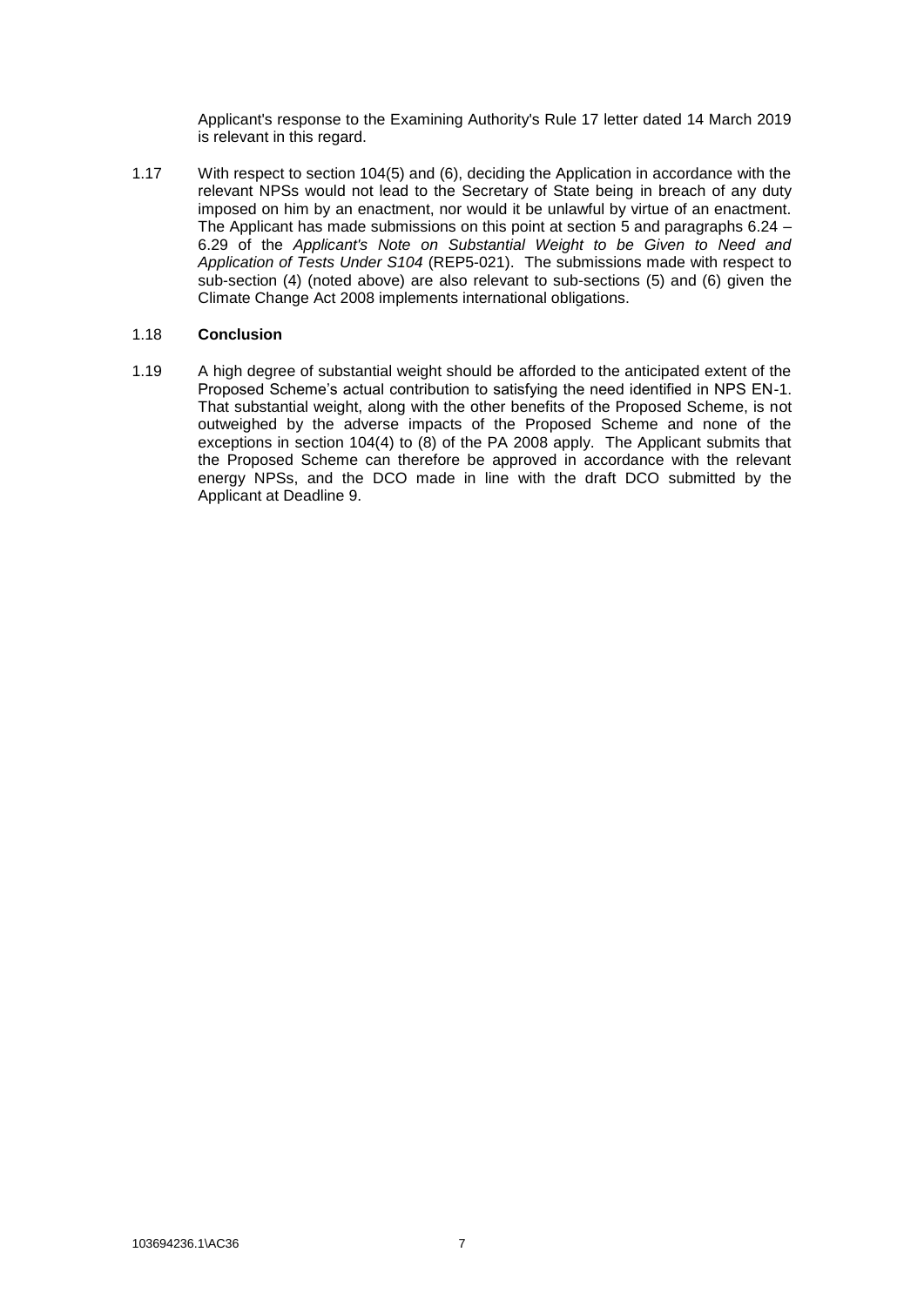Applicant's response to the Examining Authority's Rule 17 letter dated 14 March 2019 is relevant in this regard.

1.17 With respect to section 104(5) and (6), deciding the Application in accordance with the relevant NPSs would not lead to the Secretary of State being in breach of any duty imposed on him by an enactment, nor would it be unlawful by virtue of an enactment. The Applicant has made submissions on this point at section 5 and paragraphs 6.24 – 6.29 of the *Applicant's Note on Substantial Weight to be Given to Need and Application of Tests Under S104* (REP5-021). The submissions made with respect to sub-section (4) (noted above) are also relevant to sub-sections (5) and (6) given the Climate Change Act 2008 implements international obligations.

1.18 **Conclusion**

1.19 A high degree of substantial weight should be afforded to the anticipated extent of the Proposed Scheme's actual contribution to satisfying the need identified in NPS EN-1. That substantial weight, along with the other benefits of the Proposed Scheme, is not outweighed by the adverse impacts of the Proposed Scheme and none of the exceptions in section 104(4) to (8) of the PA 2008 apply. The Applicant submits that the Proposed Scheme can therefore be approved in accordance with the relevant energy NPSs, and the DCO made in line with the draft DCO submitted by the Applicant at Deadline 9.